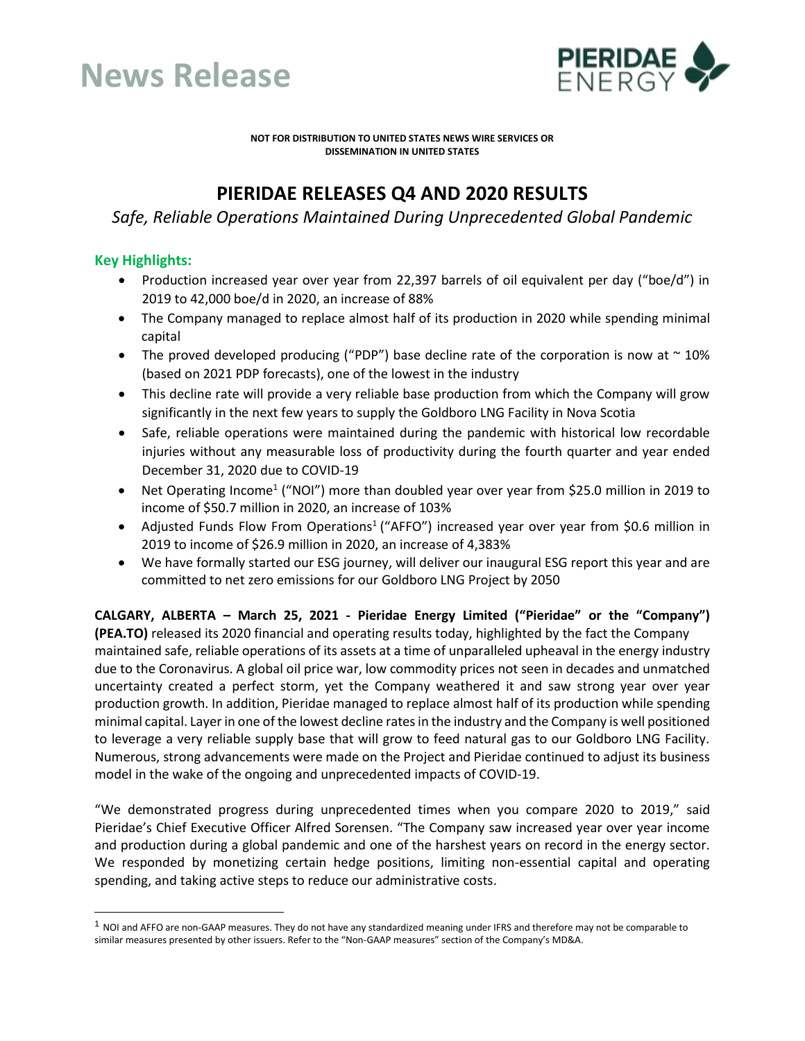# News Release

**NOT FOR DISTRIBUTION TO UNITED STATES NEWS WIRE SERVICES OR DISSEMINATION IN UNITED STATES**

# PIERIDAE RELEASES Q4 AND 2020 RESULTS

*Safe, Reliable Operations Maintained During Unprecedented Global Pandemic*

### Key Highlights:

- Production increased year over year from 22,397 barrels of oil equivalent per day ("boe/d") in 2019 to 42,000 boe/d in 2020, an increase of 88%
- The Company managed to replace almost half of its production in 2020 while spending minimal capital
- The proved developed producing ("PDP") base decline rate of the corporation is now at ~ 10% (based on 2021 PDP forecasts), one of the lowest in the industry
- This decline rate will provide a very reliable base production from which the Company will grow significantly in the next few years to supply the Goldboro LNG Facility in Nova Scotia
- Safe, reliable operations were maintained during the pandemic with historical low recordable injuries without any measurable loss of productivity during the fourth quarter and year ended December 31, 2020 due to COVID-19
- Net Operating Income[1] ("NOI") more than doubled year over year from $25.0 million in 2019 to income of $50.7 million in 2020, an increase of 103%
- Adjusted Funds Flow From Operations[1] ("AFFO") increased year over year from $0.6 million in 2019 to income of $26.9 million in 2020, an increase of 4,383%
- We have formally started our ESG journey, will deliver our inaugural ESG report this year and are committed to net zero emissions for our Goldboro LNG Project by 2050

**CALGARY, ALBERTA – March 25, 2021 - Pieridae Energy Limited ("Pieridae" or the "Company") (PEA.TO)** released its 2020 financial and operating results today, highlighted by the fact the Company maintained safe, reliable operations of its assets at a time of unparalleled upheaval in the energy industry due to the Coronavirus. A global oil price war, low commodity prices not seen in decades and unmatched uncertainty created a perfect storm, yet the Company weathered it and saw strong year over year production growth. In addition, Pieridae managed to replace almost half of its production while spending minimal capital. Layer in one of the lowest decline rates in the industry and the Company is well positioned to leverage a very reliable supply base that will grow to feed natural gas to our Goldboro LNG Facility. Numerous, strong advancements were made on the Project and Pieridae continued to adjust its business model in the wake of the ongoing and unprecedented impacts of COVID-19.

"We demonstrated progress during unprecedented times when you compare 2020 to 2019," said Pieridae's Chief Executive Officer Alfred Sorensen. "The Company saw increased year over year income and production during a global pandemic and one of the harshest years on record in the energy sector. We responded by monetizing certain hedge positions, limiting non-essential capital and operating spending, and taking active steps to reduce our administrative costs.

[1] NOI and AFFO are non-GAAP measures. They do not have any standardized meaning under IFRS and therefore may not be comparable to similar measures presented by other issuers. Refer to the "Non-GAAP measures" section of the Company's MD&A.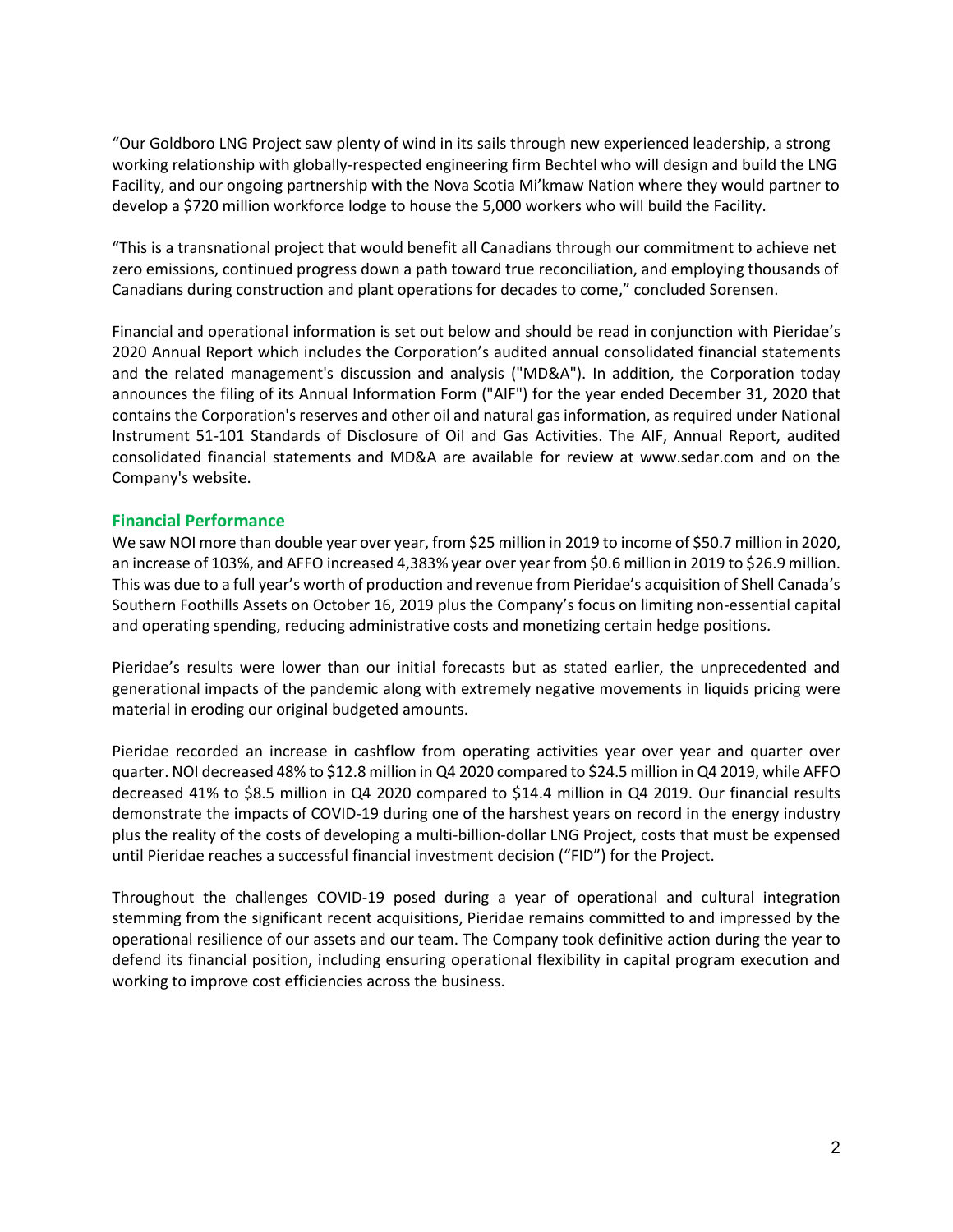"Our Goldboro LNG Project saw plenty of wind in its sails through new experienced leadership, a strong working relationship with globally-respected engineering firm Bechtel who will design and build the LNG Facility, and our ongoing partnership with the Nova Scotia Mi'kmaw Nation where they would partner to develop a $720 million workforce lodge to house the 5,000 workers who will build the Facility.

"This is a transnational project that would benefit all Canadians through our commitment to achieve net zero emissions, continued progress down a path toward true reconciliation, and employing thousands of Canadians during construction and plant operations for decades to come," concluded Sorensen.

Financial and operational information is set out below and should be read in conjunction with Pieridae's 2020 Annual Report which includes the Corporation's audited annual consolidated financial statements and the related management's discussion and analysis ("MD&A"). In addition, the Corporation today announces the filing of its Annual Information Form ("AIF") for the year ended December 31, 2020 that contains the Corporation's reserves and other oil and natural gas information, as required under National Instrument 51-101 Standards of Disclosure of Oil and Gas Activities. The AIF, Annual Report, audited consolidated financial statements and MD&A are available for review at www.sedar.com and on the Company's website.

## Financial Performance

We saw NOI more than double year over year, from $25 million in 2019 to income of $50.7 million in 2020, an increase of 103%, and AFFO increased 4,383% year over year from $0.6 million in 2019 to $26.9 million. This was due to a full year's worth of production and revenue from Pieridae's acquisition of Shell Canada's Southern Foothills Assets on October 16, 2019 plus the Company's focus on limiting non-essential capital and operating spending, reducing administrative costs and monetizing certain hedge positions.

Pieridae's results were lower than our initial forecasts but as stated earlier, the unprecedented and generational impacts of the pandemic along with extremely negative movements in liquids pricing were material in eroding our original budgeted amounts.

Pieridae recorded an increase in cashflow from operating activities year over year and quarter over quarter. NOI decreased 48% to $12.8 million in Q4 2020 compared to $24.5 million in Q4 2019, while AFFO decreased 41% to $8.5 million in Q4 2020 compared to $14.4 million in Q4 2019. Our financial results demonstrate the impacts of COVID-19 during one of the harshest years on record in the energy industry plus the reality of the costs of developing a multi-billion-dollar LNG Project, costs that must be expensed until Pieridae reaches a successful financial investment decision ("FID") for the Project.

Throughout the challenges COVID-19 posed during a year of operational and cultural integration stemming from the significant recent acquisitions, Pieridae remains committed to and impressed by the operational resilience of our assets and our team. The Company took definitive action during the year to defend its financial position, including ensuring operational flexibility in capital program execution and working to improve cost efficiencies across the business.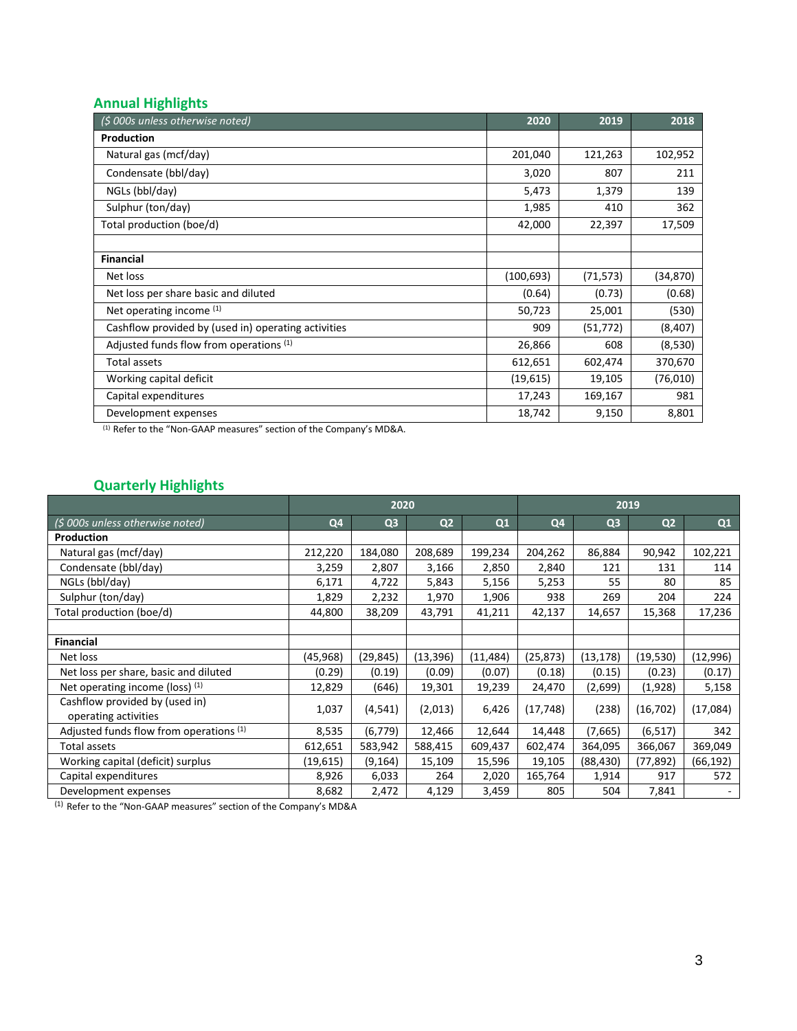## Annual Highlights

| ($ 000s unless otherwise noted) | 2020 | 2019 | 2018 |
|---|---|---|---|
| **Production** | | | |
| Natural gas (mcf/day) | 201,040 | 121,263 | 102,952 |
| Condensate (bbl/day) | 3,020 | 807 | 211 |
| NGLs (bbl/day) | 5,473 | 1,379 | 139 |
| Sulphur (ton/day) | 1,985 | 410 | 362 |
| Total production (boe/d) | 42,000 | 22,397 | 17,509 |
| | | | |
| **Financial** | | | |
| Net loss | (100,693) | (71,573) | (34,870) |
| Net loss per share basic and diluted | (0.64) | (0.73) | (0.68) |
| Net operating income [(1)] | 50,723 | 25,001 | (530) |
| Cashflow provided by (used in) operating activities | 909 | (51,772) | (8,407) |
| Adjusted funds flow from operations [(1)] | 26,866 | 608 | (8,530) |
| Total assets | 612,651 | 602,474 | 370,670 |
| Working capital deficit | (19,615) | 19,105 | (76,010) |
| Capital expenditures | 17,243 | 169,167 | 981 |
| Development expenses | 18,742 | 9,150 | 8,801 |

(1) Refer to the "Non-GAAP measures" section of the Company's MD&A.

## Quarterly Highlights

| | 2020 | | | | 2019 | | | |
|---|---|---|---|---|---|---|---|---|
| ($ 000s unless otherwise noted) | Q4 | Q3 | Q2 | Q1 | Q4 | Q3 | Q2 | Q1 |
| **Production** | | | | | | | | |
| Natural gas (mcf/day) | 212,220 | 184,080 | 208,689 | 199,234 | 204,262 | 86,884 | 90,942 | 102,221 |
| Condensate (bbl/day) | 3,259 | 2,807 | 3,166 | 2,850 | 2,840 | 121 | 131 | 114 |
| NGLs (bbl/day) | 6,171 | 4,722 | 5,843 | 5,156 | 5,253 | 55 | 80 | 85 |
| Sulphur (ton/day) | 1,829 | 2,232 | 1,970 | 1,906 | 938 | 269 | 204 | 224 |
| Total production (boe/d) | 44,800 | 38,209 | 43,791 | 41,211 | 42,137 | 14,657 | 15,368 | 17,236 |
| | | | | | | | | |
| **Financial** | | | | | | | | |
| Net loss | (45,968) | (29,845) | (13,396) | (11,484) | (25,873) | (13,178) | (19,530) | (12,996) |
| Net loss per share, basic and diluted | (0.29) | (0.19) | (0.09) | (0.07) | (0.18) | (0.15) | (0.23) | (0.17) |
| Net operating income (loss) [(1)] | 12,829 | (646) | 19,301 | 19,239 | 24,470 | (2,699) | (1,928) | 5,158 |
| Cashflow provided by (used in) operating activities | 1,037 | (4,541) | (2,013) | 6,426 | (17,748) | (238) | (16,702) | (17,084) |
| Adjusted funds flow from operations [(1)] | 8,535 | (6,779) | 12,466 | 12,644 | 14,448 | (7,665) | (6,517) | 342 |
| Total assets | 612,651 | 583,942 | 588,415 | 609,437 | 602,474 | 364,095 | 366,067 | 369,049 |
| Working capital (deficit) surplus | (19,615) | (9,164) | 15,109 | 15,596 | 19,105 | (88,430) | (77,892) | (66,192) |
| Capital expenditures | 8,926 | 6,033 | 264 | 2,020 | 165,764 | 1,914 | 917 | 572 |
| Development expenses | 8,682 | 2,472 | 4,129 | 3,459 | 805 | 504 | 7,841 | - |

(1) Refer to the "Non-GAAP measures" section of the Company's MD&A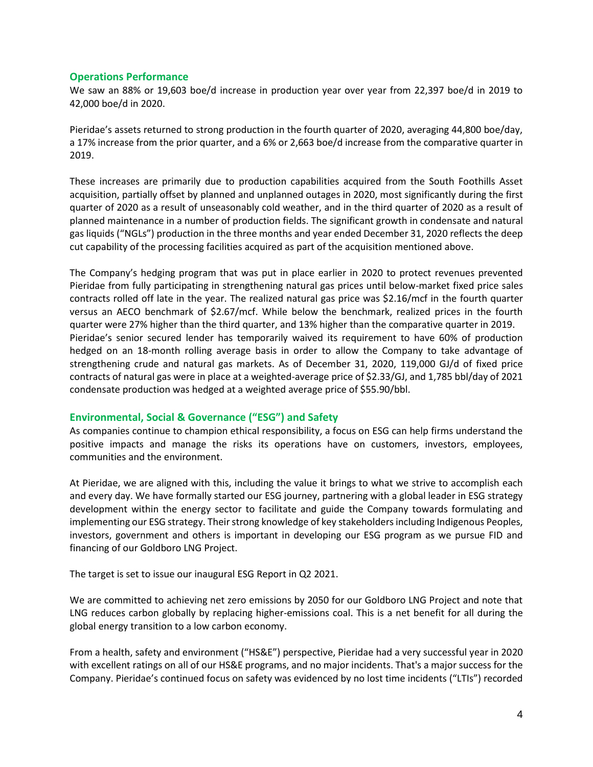## Operations Performance

We saw an 88% or 19,603 boe/d increase in production year over year from 22,397 boe/d in 2019 to 42,000 boe/d in 2020.

Pieridae's assets returned to strong production in the fourth quarter of 2020, averaging 44,800 boe/day, a 17% increase from the prior quarter, and a 6% or 2,663 boe/d increase from the comparative quarter in 2019.

These increases are primarily due to production capabilities acquired from the South Foothills Asset acquisition, partially offset by planned and unplanned outages in 2020, most significantly during the first quarter of 2020 as a result of unseasonably cold weather, and in the third quarter of 2020 as a result of planned maintenance in a number of production fields. The significant growth in condensate and natural gas liquids ("NGLs") production in the three months and year ended December 31, 2020 reflects the deep cut capability of the processing facilities acquired as part of the acquisition mentioned above.

The Company's hedging program that was put in place earlier in 2020 to protect revenues prevented Pieridae from fully participating in strengthening natural gas prices until below-market fixed price sales contracts rolled off late in the year. The realized natural gas price was $2.16/mcf in the fourth quarter versus an AECO benchmark of $2.67/mcf. While below the benchmark, realized prices in the fourth quarter were 27% higher than the third quarter, and 13% higher than the comparative quarter in 2019. Pieridae's senior secured lender has temporarily waived its requirement to have 60% of production hedged on an 18-month rolling average basis in order to allow the Company to take advantage of strengthening crude and natural gas markets. As of December 31, 2020, 119,000 GJ/d of fixed price contracts of natural gas were in place at a weighted-average price of $2.33/GJ, and 1,785 bbl/day of 2021 condensate production was hedged at a weighted average price of $55.90/bbl.

## Environmental, Social & Governance ("ESG") and Safety

As companies continue to champion ethical responsibility, a focus on ESG can help firms understand the positive impacts and manage the risks its operations have on customers, investors, employees, communities and the environment.

At Pieridae, we are aligned with this, including the value it brings to what we strive to accomplish each and every day. We have formally started our ESG journey, partnering with a global leader in ESG strategy development within the energy sector to facilitate and guide the Company towards formulating and implementing our ESG strategy. Their strong knowledge of key stakeholders including Indigenous Peoples, investors, government and others is important in developing our ESG program as we pursue FID and financing of our Goldboro LNG Project.

The target is set to issue our inaugural ESG Report in Q2 2021.

We are committed to achieving net zero emissions by 2050 for our Goldboro LNG Project and note that LNG reduces carbon globally by replacing higher-emissions coal. This is a net benefit for all during the global energy transition to a low carbon economy.

From a health, safety and environment ("HS&E") perspective, Pieridae had a very successful year in 2020 with excellent ratings on all of our HS&E programs, and no major incidents. That's a major success for the Company. Pieridae's continued focus on safety was evidenced by no lost time incidents ("LTIs") recorded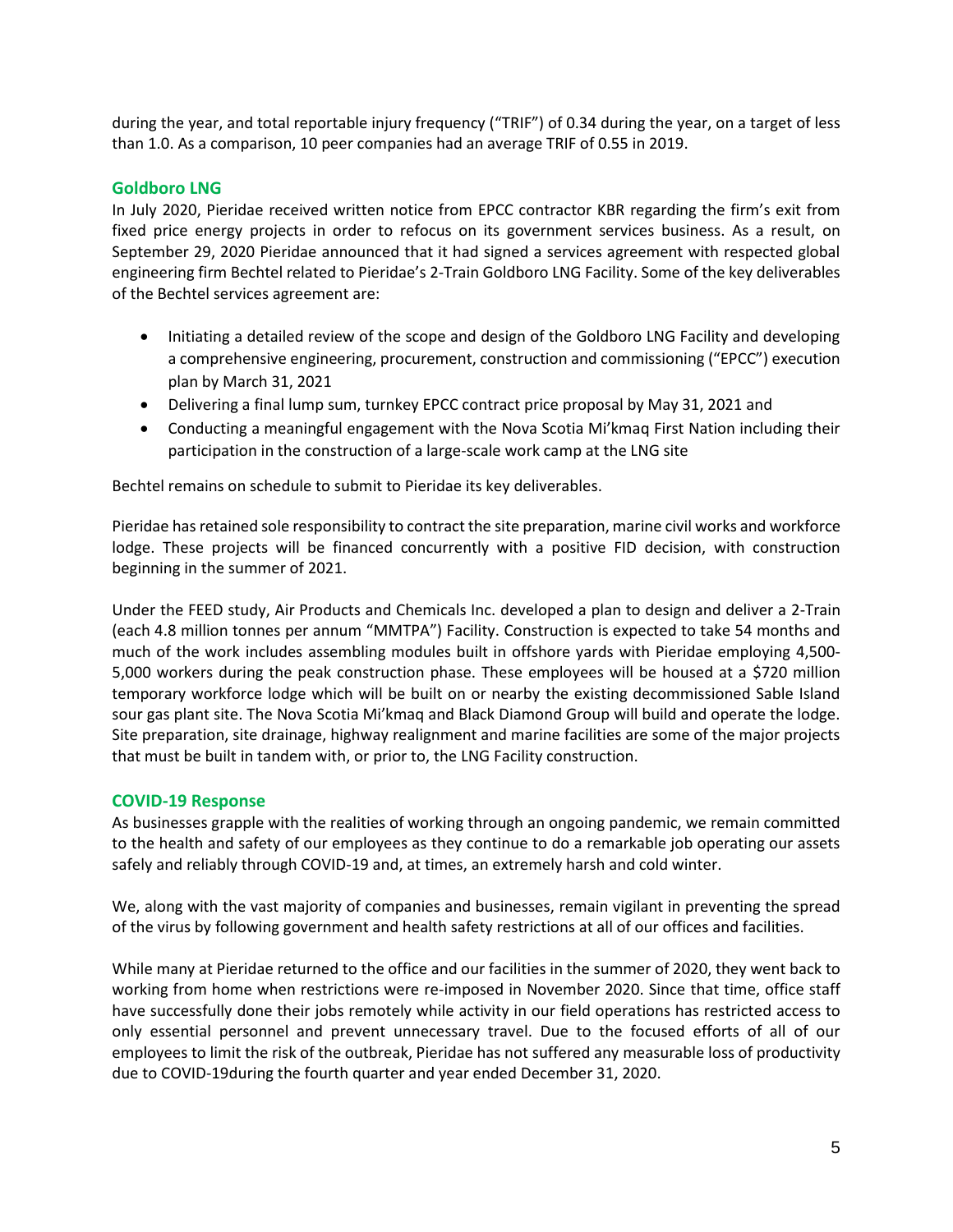during the year, and total reportable injury frequency ("TRIF") of 0.34 during the year, on a target of less than 1.0. As a comparison, 10 peer companies had an average TRIF of 0.55 in 2019.

## Goldboro LNG

In July 2020, Pieridae received written notice from EPCC contractor KBR regarding the firm's exit from fixed price energy projects in order to refocus on its government services business. As a result, on September 29, 2020 Pieridae announced that it had signed a services agreement with respected global engineering firm Bechtel related to Pieridae's 2-Train Goldboro LNG Facility. Some of the key deliverables of the Bechtel services agreement are:

- Initiating a detailed review of the scope and design of the Goldboro LNG Facility and developing a comprehensive engineering, procurement, construction and commissioning ("EPCC") execution plan by March 31, 2021
- Delivering a final lump sum, turnkey EPCC contract price proposal by May 31, 2021 and
- Conducting a meaningful engagement with the Nova Scotia Mi'kmaq First Nation including their participation in the construction of a large-scale work camp at the LNG site

Bechtel remains on schedule to submit to Pieridae its key deliverables.

Pieridae has retained sole responsibility to contract the site preparation, marine civil works and workforce lodge. These projects will be financed concurrently with a positive FID decision, with construction beginning in the summer of 2021.

Under the FEED study, Air Products and Chemicals Inc. developed a plan to design and deliver a 2-Train (each 4.8 million tonnes per annum "MMTPA") Facility. Construction is expected to take 54 months and much of the work includes assembling modules built in offshore yards with Pieridae employing 4,500-5,000 workers during the peak construction phase. These employees will be housed at a $720 million temporary workforce lodge which will be built on or nearby the existing decommissioned Sable Island sour gas plant site. The Nova Scotia Mi'kmaq and Black Diamond Group will build and operate the lodge. Site preparation, site drainage, highway realignment and marine facilities are some of the major projects that must be built in tandem with, or prior to, the LNG Facility construction.

## COVID-19 Response

As businesses grapple with the realities of working through an ongoing pandemic, we remain committed to the health and safety of our employees as they continue to do a remarkable job operating our assets safely and reliably through COVID-19 and, at times, an extremely harsh and cold winter.

We, along with the vast majority of companies and businesses, remain vigilant in preventing the spread of the virus by following government and health safety restrictions at all of our offices and facilities.

While many at Pieridae returned to the office and our facilities in the summer of 2020, they went back to working from home when restrictions were re-imposed in November 2020. Since that time, office staff have successfully done their jobs remotely while activity in our field operations has restricted access to only essential personnel and prevent unnecessary travel. Due to the focused efforts of all of our employees to limit the risk of the outbreak, Pieridae has not suffered any measurable loss of productivity due to COVID-19during the fourth quarter and year ended December 31, 2020.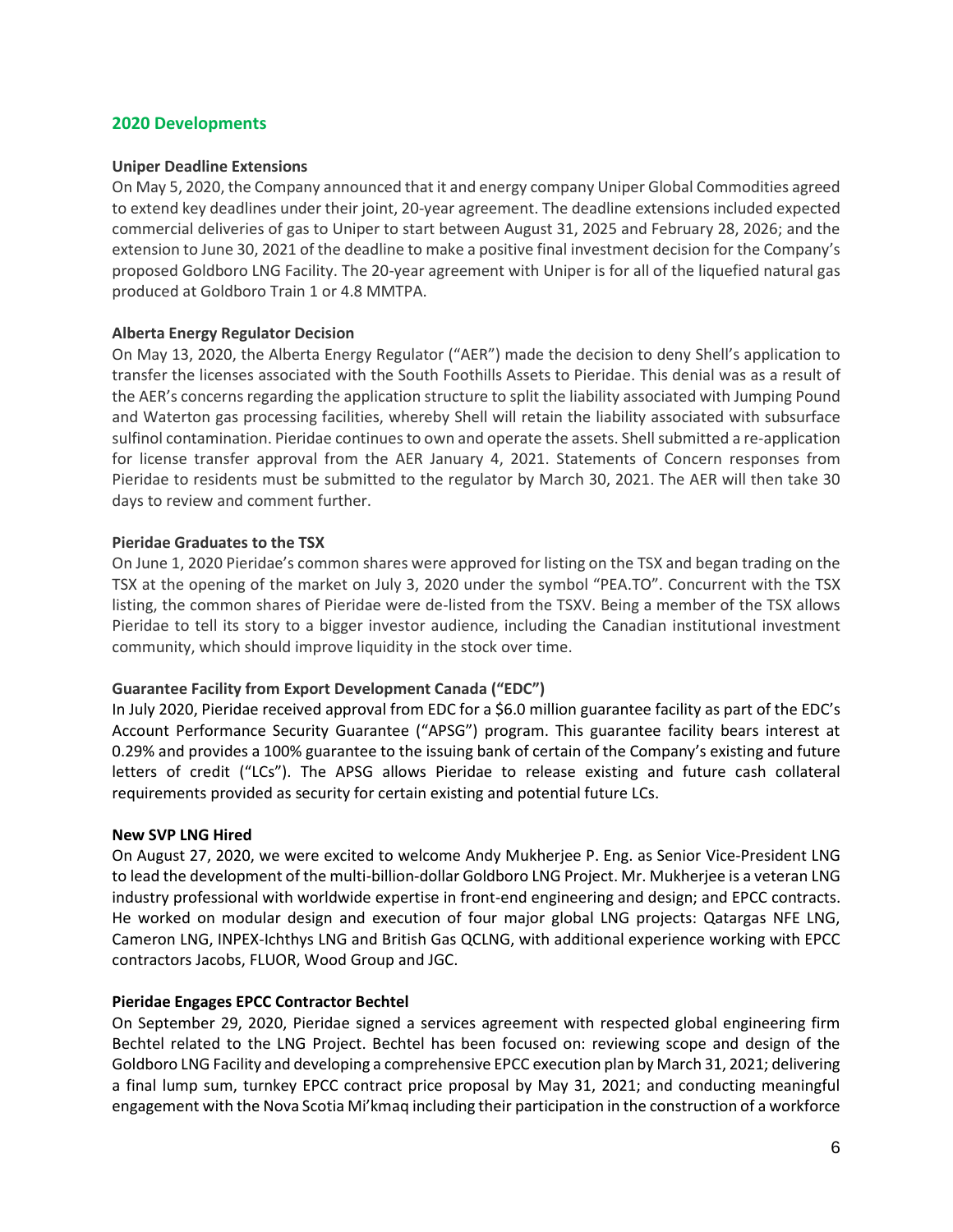## 2020 Developments

**Uniper Deadline Extensions**

On May 5, 2020, the Company announced that it and energy company Uniper Global Commodities agreed to extend key deadlines under their joint, 20-year agreement. The deadline extensions included expected commercial deliveries of gas to Uniper to start between August 31, 2025 and February 28, 2026; and the extension to June 30, 2021 of the deadline to make a positive final investment decision for the Company's proposed Goldboro LNG Facility. The 20-year agreement with Uniper is for all of the liquefied natural gas produced at Goldboro Train 1 or 4.8 MMTPA.

**Alberta Energy Regulator Decision**

On May 13, 2020, the Alberta Energy Regulator ("AER") made the decision to deny Shell's application to transfer the licenses associated with the South Foothills Assets to Pieridae. This denial was as a result of the AER's concerns regarding the application structure to split the liability associated with Jumping Pound and Waterton gas processing facilities, whereby Shell will retain the liability associated with subsurface sulfinol contamination. Pieridae continues to own and operate the assets. Shell submitted a re-application for license transfer approval from the AER January 4, 2021. Statements of Concern responses from Pieridae to residents must be submitted to the regulator by March 30, 2021. The AER will then take 30 days to review and comment further.

**Pieridae Graduates to the TSX**

On June 1, 2020 Pieridae's common shares were approved for listing on the TSX and began trading on the TSX at the opening of the market on July 3, 2020 under the symbol "PEA.TO". Concurrent with the TSX listing, the common shares of Pieridae were de-listed from the TSXV. Being a member of the TSX allows Pieridae to tell its story to a bigger investor audience, including the Canadian institutional investment community, which should improve liquidity in the stock over time.

**Guarantee Facility from Export Development Canada ("EDC")**

In July 2020, Pieridae received approval from EDC for a $6.0 million guarantee facility as part of the EDC's Account Performance Security Guarantee ("APSG") program. This guarantee facility bears interest at 0.29% and provides a 100% guarantee to the issuing bank of certain of the Company's existing and future letters of credit ("LCs"). The APSG allows Pieridae to release existing and future cash collateral requirements provided as security for certain existing and potential future LCs.

**New SVP LNG Hired**

On August 27, 2020, we were excited to welcome Andy Mukherjee P. Eng. as Senior Vice-President LNG to lead the development of the multi-billion-dollar Goldboro LNG Project. Mr. Mukherjee is a veteran LNG industry professional with worldwide expertise in front-end engineering and design; and EPCC contracts. He worked on modular design and execution of four major global LNG projects: Qatargas NFE LNG, Cameron LNG, INPEX-Ichthys LNG and British Gas QCLNG, with additional experience working with EPCC contractors Jacobs, FLUOR, Wood Group and JGC.

**Pieridae Engages EPCC Contractor Bechtel**

On September 29, 2020, Pieridae signed a services agreement with respected global engineering firm Bechtel related to the LNG Project. Bechtel has been focused on: reviewing scope and design of the Goldboro LNG Facility and developing a comprehensive EPCC execution plan by March 31, 2021; delivering a final lump sum, turnkey EPCC contract price proposal by May 31, 2021; and conducting meaningful engagement with the Nova Scotia Mi'kmaq including their participation in the construction of a workforce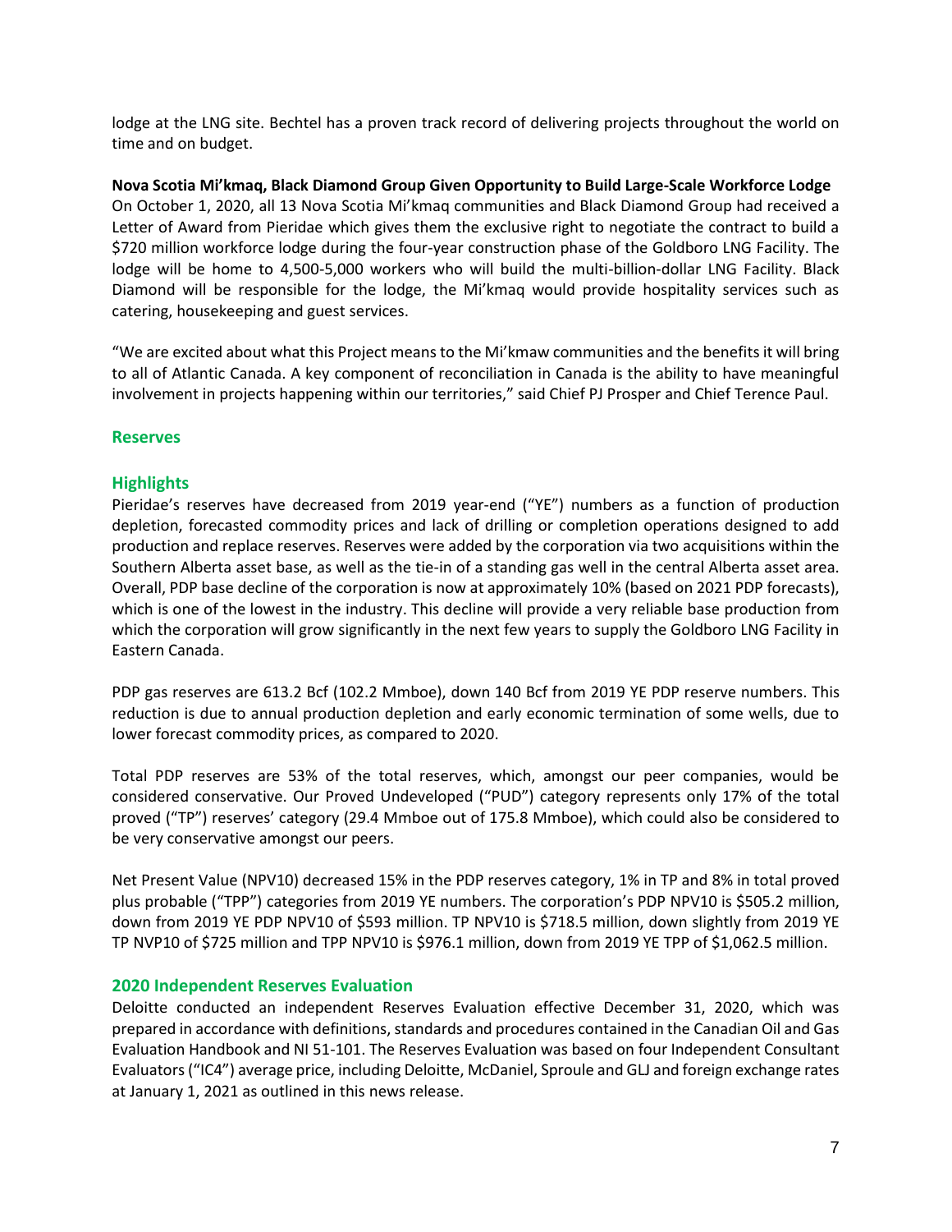lodge at the LNG site. Bechtel has a proven track record of delivering projects throughout the world on time and on budget.

**Nova Scotia Mi'kmaq, Black Diamond Group Given Opportunity to Build Large-Scale Workforce Lodge**

On October 1, 2020, all 13 Nova Scotia Mi'kmaq communities and Black Diamond Group had received a Letter of Award from Pieridae which gives them the exclusive right to negotiate the contract to build a $720 million workforce lodge during the four-year construction phase of the Goldboro LNG Facility. The lodge will be home to 4,500-5,000 workers who will build the multi-billion-dollar LNG Facility. Black Diamond will be responsible for the lodge, the Mi'kmaq would provide hospitality services such as catering, housekeeping and guest services.

"We are excited about what this Project means to the Mi'kmaw communities and the benefits it will bring to all of Atlantic Canada. A key component of reconciliation in Canada is the ability to have meaningful involvement in projects happening within our territories," said Chief PJ Prosper and Chief Terence Paul.

## Reserves

## Highlights

Pieridae's reserves have decreased from 2019 year-end ("YE") numbers as a function of production depletion, forecasted commodity prices and lack of drilling or completion operations designed to add production and replace reserves. Reserves were added by the corporation via two acquisitions within the Southern Alberta asset base, as well as the tie-in of a standing gas well in the central Alberta asset area. Overall, PDP base decline of the corporation is now at approximately 10% (based on 2021 PDP forecasts), which is one of the lowest in the industry. This decline will provide a very reliable base production from which the corporation will grow significantly in the next few years to supply the Goldboro LNG Facility in Eastern Canada.

PDP gas reserves are 613.2 Bcf (102.2 Mmboe), down 140 Bcf from 2019 YE PDP reserve numbers. This reduction is due to annual production depletion and early economic termination of some wells, due to lower forecast commodity prices, as compared to 2020.

Total PDP reserves are 53% of the total reserves, which, amongst our peer companies, would be considered conservative. Our Proved Undeveloped ("PUD") category represents only 17% of the total proved ("TP") reserves' category (29.4 Mmboe out of 175.8 Mmboe), which could also be considered to be very conservative amongst our peers.

Net Present Value (NPV10) decreased 15% in the PDP reserves category, 1% in TP and 8% in total proved plus probable ("TPP") categories from 2019 YE numbers. The corporation's PDP NPV10 is $505.2 million, down from 2019 YE PDP NPV10 of $593 million. TP NPV10 is $718.5 million, down slightly from 2019 YE TP NVP10 of $725 million and TPP NPV10 is $976.1 million, down from 2019 YE TPP of $1,062.5 million.

## 2020 Independent Reserves Evaluation

Deloitte conducted an independent Reserves Evaluation effective December 31, 2020, which was prepared in accordance with definitions, standards and procedures contained in the Canadian Oil and Gas Evaluation Handbook and NI 51-101. The Reserves Evaluation was based on four Independent Consultant Evaluators ("IC4") average price, including Deloitte, McDaniel, Sproule and GLJ and foreign exchange rates at January 1, 2021 as outlined in this news release.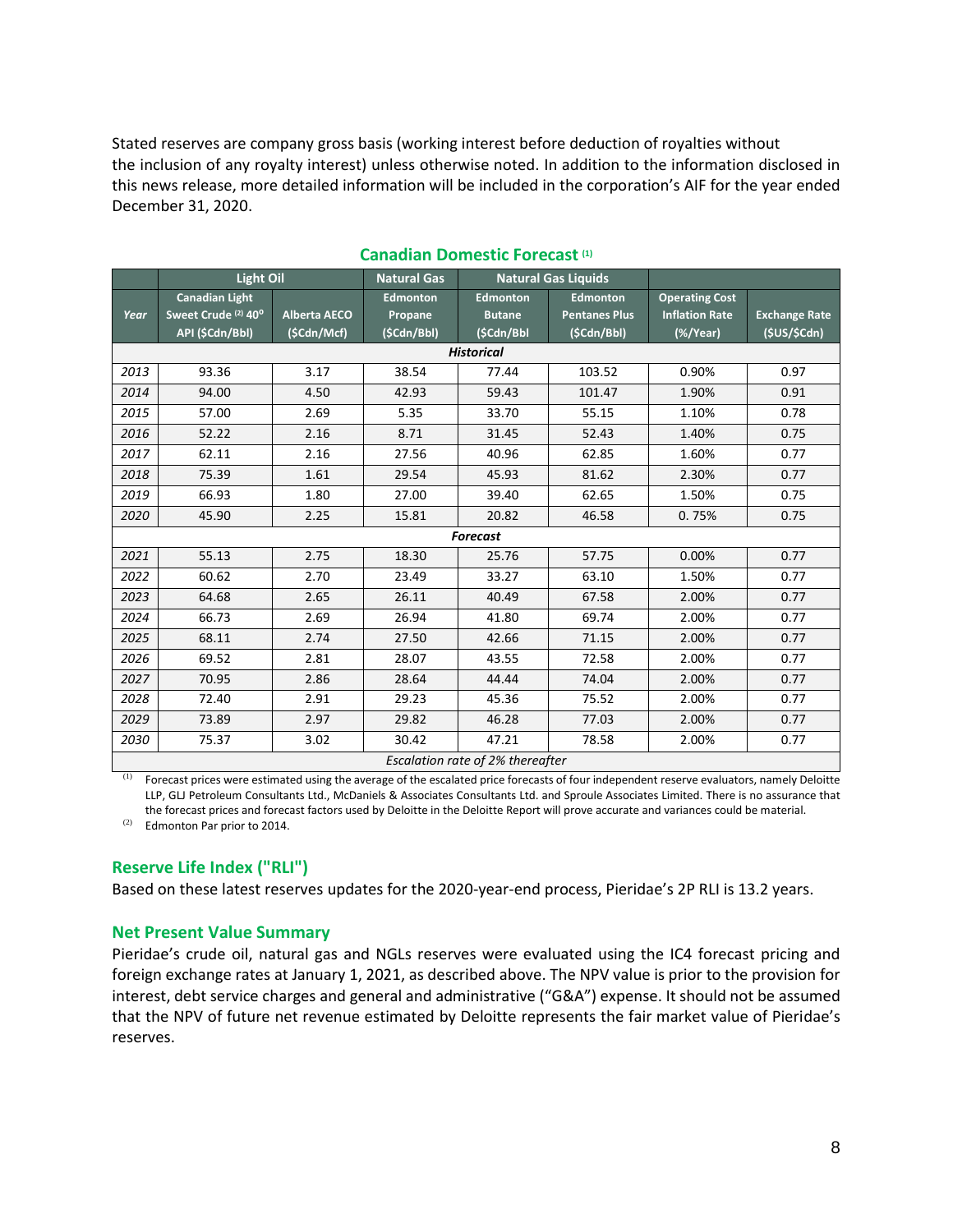Stated reserves are company gross basis (working interest before deduction of royalties without the inclusion of any royalty interest) unless otherwise noted. In addition to the information disclosed in this news release, more detailed information will be included in the corporation's AIF for the year ended December 31, 2020.

### Canadian Domestic Forecast [1]

| | Light Oil | | Natural Gas | Natural Gas Liquids | | | |
|---|---|---|---|---|---|---|---|
| **Year** | **Canadian Light Sweet Crude [2] 40⁰ API ($Cdn/Bbl)** | **Alberta AECO ($Cdn/Mcf)** | **Edmonton Propane ($Cdn/Bbl)** | **Edmonton Butane ($Cdn/Bbl** | **Edmonton Pentanes Plus ($Cdn/Bbl)** | **Operating Cost Inflation Rate (%/Year)** | **Exchange Rate ($US/$Cdn)** |
| | | | | ***Historical*** | | | |
| 2013 | 93.36 | 3.17 | 38.54 | 77.44 | 103.52 | 0.90% | 0.97 |
| 2014 | 94.00 | 4.50 | 42.93 | 59.43 | 101.47 | 1.90% | 0.91 |
| 2015 | 57.00 | 2.69 | 5.35 | 33.70 | 55.15 | 1.10% | 0.78 |
| 2016 | 52.22 | 2.16 | 8.71 | 31.45 | 52.43 | 1.40% | 0.75 |
| 2017 | 62.11 | 2.16 | 27.56 | 40.96 | 62.85 | 1.60% | 0.77 |
| 2018 | 75.39 | 1.61 | 29.54 | 45.93 | 81.62 | 2.30% | 0.77 |
| 2019 | 66.93 | 1.80 | 27.00 | 39.40 | 62.65 | 1.50% | 0.75 |
| 2020 | 45.90 | 2.25 | 15.81 | 20.82 | 46.58 | 0. 75% | 0.75 |
| | | | | ***Forecast*** | | | |
| 2021 | 55.13 | 2.75 | 18.30 | 25.76 | 57.75 | 0.00% | 0.77 |
| 2022 | 60.62 | 2.70 | 23.49 | 33.27 | 63.10 | 1.50% | 0.77 |
| 2023 | 64.68 | 2.65 | 26.11 | 40.49 | 67.58 | 2.00% | 0.77 |
| 2024 | 66.73 | 2.69 | 26.94 | 41.80 | 69.74 | 2.00% | 0.77 |
| 2025 | 68.11 | 2.74 | 27.50 | 42.66 | 71.15 | 2.00% | 0.77 |
| 2026 | 69.52 | 2.81 | 28.07 | 43.55 | 72.58 | 2.00% | 0.77 |
| 2027 | 70.95 | 2.86 | 28.64 | 44.44 | 74.04 | 2.00% | 0.77 |
| 2028 | 72.40 | 2.91 | 29.23 | 45.36 | 75.52 | 2.00% | 0.77 |
| 2029 | 73.89 | 2.97 | 29.82 | 46.28 | 77.03 | 2.00% | 0.77 |
| 2030 | 75.37 | 3.02 | 30.42 | 47.21 | 78.58 | 2.00% | 0.77 |
| | | | | *Escalation rate of 2% thereafter* | | | |

[1] Forecast prices were estimated using the average of the escalated price forecasts of four independent reserve evaluators, namely Deloitte LLP, GLJ Petroleum Consultants Ltd., McDaniels & Associates Consultants Ltd. and Sproule Associates Limited. There is no assurance that the forecast prices and forecast factors used by Deloitte in the Deloitte Report will prove accurate and variances could be material.

[2] Edmonton Par prior to 2014.

### Reserve Life Index ("RLI")

Based on these latest reserves updates for the 2020-year-end process, Pieridae's 2P RLI is 13.2 years.

### Net Present Value Summary

Pieridae's crude oil, natural gas and NGLs reserves were evaluated using the IC4 forecast pricing and foreign exchange rates at January 1, 2021, as described above. The NPV value is prior to the provision for interest, debt service charges and general and administrative ("G&A") expense. It should not be assumed that the NPV of future net revenue estimated by Deloitte represents the fair market value of Pieridae's reserves.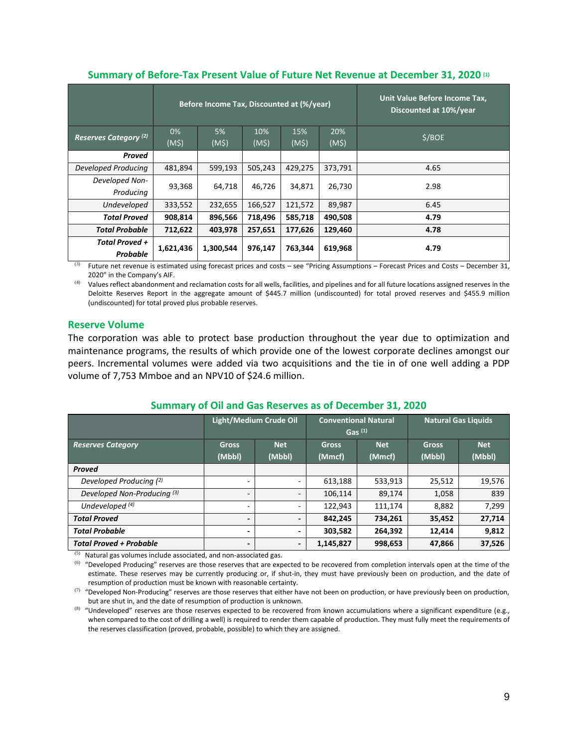### Summary of Before-Tax Present Value of Future Net Revenue at December 31, 2020 [1]

| | Before Income Tax, Discounted at (%/year) | | | | | Unit Value Before Income Tax, Discounted at 10%/year |
|---|---|---|---|---|---|---|
| ***Reserves Category*** [2] | 0% (M$) | 5% (M$) | 10% (M$) | 15% (M$) | 20% (M$) | $/BOE |
| ***Proved*** | | | | | | |
| *Developed Producing* | 481,894 | 599,193 | 505,243 | 429,275 | 373,791 | 4.65 |
| *Developed Non-Producing* | 93,368 | 64,718 | 46,726 | 34,871 | 26,730 | 2.98 |
| *Undeveloped* | 333,552 | 232,655 | 166,527 | 121,572 | 89,987 | 6.45 |
| ***Total Proved*** | **908,814** | **896,566** | **718,496** | **585,718** | **490,508** | **4.79** |
| ***Total Probable*** | **712,622** | **403,978** | **257,651** | **177,626** | **129,460** | **4.78** |
| ***Total Proved + Probable*** | **1,621,436** | **1,300,544** | **976,147** | **763,344** | **619,968** | **4.79** |

[3] Future net revenue is estimated using forecast prices and costs – see "Pricing Assumptions – Forecast Prices and Costs – December 31, 2020" in the Company's AIF.

[4] Values reflect abandonment and reclamation costs for all wells, facilities, and pipelines and for all future locations assigned reserves in the Deloitte Reserves Report in the aggregate amount of $445.7 million (undiscounted) for total proved reserves and $455.9 million (undiscounted) for total proved plus probable reserves.

## Reserve Volume

The corporation was able to protect base production throughout the year due to optimization and maintenance programs, the results of which provide one of the lowest corporate declines amongst our peers. Incremental volumes were added via two acquisitions and the tie in of one well adding a PDP volume of 7,753 Mmboe and an NPV10 of $24.6 million.

### Summary of Oil and Gas Reserves as of December 31, 2020

| | Light/Medium Crude Oil | | Conventional Natural Gas [1] | | Natural Gas Liquids | |
|---|---|---|---|---|---|---|
| ***Reserves Category*** | Gross (Mbbl) | Net (Mbbl) | Gross (Mmcf) | Net (Mmcf) | Gross (Mbbl) | Net (Mbbl) |
| ***Proved*** | | | | | | |
| *Developed Producing* [2] | - | - | 613,188 | 533,913 | 25,512 | 19,576 |
| *Developed Non-Producing* [3] | - | - | 106,114 | 89,174 | 1,058 | 839 |
| *Undeveloped* [4] | - | - | 122,943 | 111,174 | 8,882 | 7,299 |
| ***Total Proved*** | **-** | **-** | **842,245** | **734,261** | **35,452** | **27,714** |
| ***Total Probable*** | **-** | **-** | **303,582** | **264,392** | **12,414** | **9,812** |
| ***Total Proved + Probable*** | **-** | **-** | **1,145,827** | **998,653** | **47,866** | **37,526** |

[5] Natural gas volumes include associated, and non-associated gas.

[6] "Developed Producing" reserves are those reserves that are expected to be recovered from completion intervals open at the time of the estimate. These reserves may be currently producing or, if shut-in, they must have previously been on production, and the date of resumption of production must be known with reasonable certainty.

[7] "Developed Non-Producing" reserves are those reserves that either have not been on production, or have previously been on production, but are shut in, and the date of resumption of production is unknown.

[8] "Undeveloped" reserves are those reserves expected to be recovered from known accumulations where a significant expenditure (e.g., when compared to the cost of drilling a well) is required to render them capable of production. They must fully meet the requirements of the reserves classification (proved, probable, possible) to which they are assigned.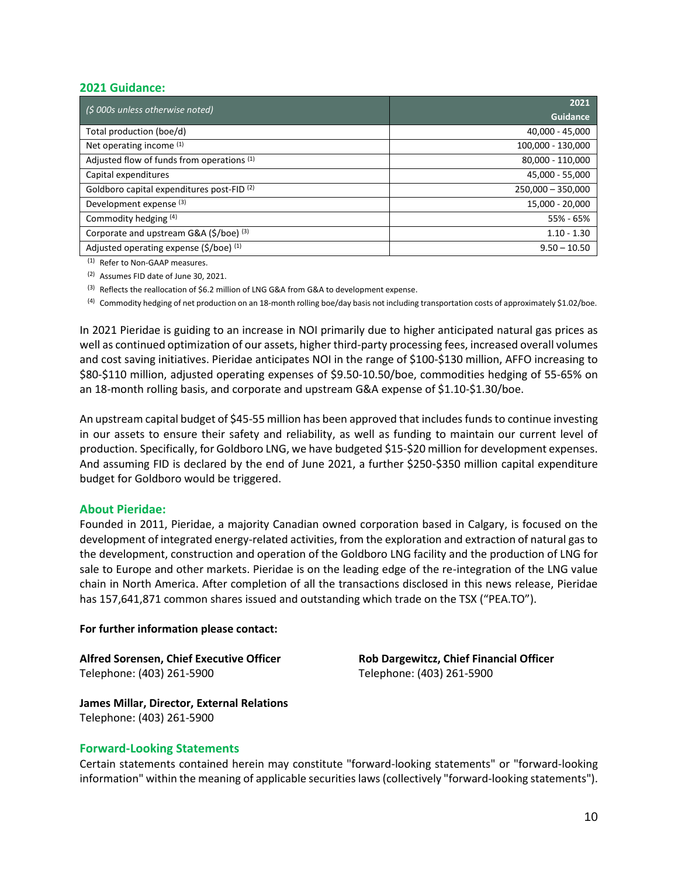## 2021 Guidance:

| ($ 000s unless otherwise noted) | 2021 Guidance |
|---|---|
| Total production (boe/d) | 40,000 - 45,000 |
| Net operating income [(1)] | 100,000 - 130,000 |
| Adjusted flow of funds from operations [(1)] | 80,000 - 110,000 |
| Capital expenditures | 45,000 - 55,000 |
| Goldboro capital expenditures post-FID [(2)] | 250,000 – 350,000 |
| Development expense [(3)] | 15,000 - 20,000 |
| Commodity hedging [(4)] | 55% - 65% |
| Corporate and upstream G&A ($/boe) [(3)] | 1.10 - 1.30 |
| Adjusted operating expense ($/boe) [(1)] | 9.50 – 10.50 |

(1) Refer to Non-GAAP measures.

(2) Assumes FID date of June 30, 2021.

(3) Reflects the reallocation of $6.2 million of LNG G&A from G&A to development expense.

(4) Commodity hedging of net production on an 18-month rolling boe/day basis not including transportation costs of approximately $1.02/boe.

In 2021 Pieridae is guiding to an increase in NOI primarily due to higher anticipated natural gas prices as well as continued optimization of our assets, higher third-party processing fees, increased overall volumes and cost saving initiatives. Pieridae anticipates NOI in the range of $100-$130 million, AFFO increasing to $80-$110 million, adjusted operating expenses of $9.50-10.50/boe, commodities hedging of 55-65% on an 18-month rolling basis, and corporate and upstream G&A expense of $1.10-$1.30/boe.

An upstream capital budget of $45-55 million has been approved that includes funds to continue investing in our assets to ensure their safety and reliability, as well as funding to maintain our current level of production. Specifically, for Goldboro LNG, we have budgeted $15-$20 million for development expenses. And assuming FID is declared by the end of June 2021, a further $250-$350 million capital expenditure budget for Goldboro would be triggered.

## About Pieridae:

Founded in 2011, Pieridae, a majority Canadian owned corporation based in Calgary, is focused on the development of integrated energy-related activities, from the exploration and extraction of natural gas to the development, construction and operation of the Goldboro LNG facility and the production of LNG for sale to Europe and other markets. Pieridae is on the leading edge of the re-integration of the LNG value chain in North America. After completion of all the transactions disclosed in this news release, Pieridae has 157,641,871 common shares issued and outstanding which trade on the TSX ("PEA.TO").

**For further information please contact:**

**Alfred Sorensen, Chief Executive Officer**
Telephone: (403) 261-5900

**Rob Dargewitcz, Chief Financial Officer**
Telephone: (403) 261-5900

**James Millar, Director, External Relations**
Telephone: (403) 261-5900

## Forward-Looking Statements

Certain statements contained herein may constitute "forward-looking statements" or "forward-looking information" within the meaning of applicable securities laws (collectively "forward-looking statements").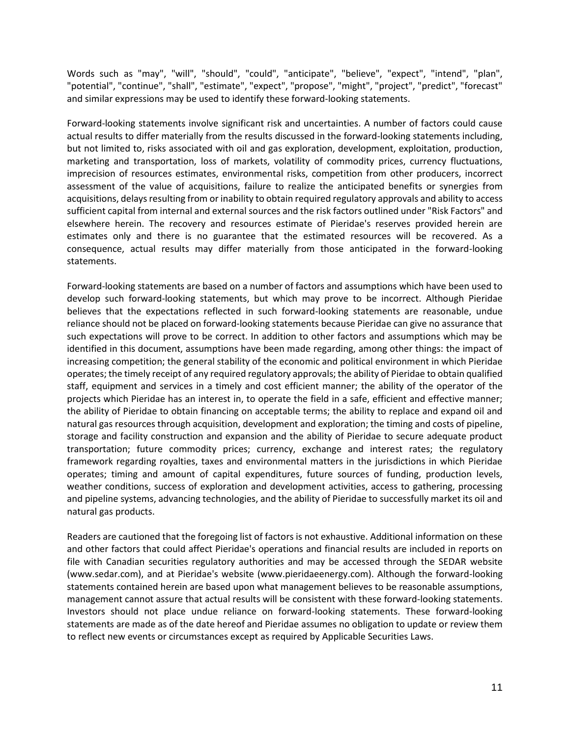Words such as "may", "will", "should", "could", "anticipate", "believe", "expect", "intend", "plan", "potential", "continue", "shall", "estimate", "expect", "propose", "might", "project", "predict", "forecast" and similar expressions may be used to identify these forward-looking statements.

Forward-looking statements involve significant risk and uncertainties. A number of factors could cause actual results to differ materially from the results discussed in the forward-looking statements including, but not limited to, risks associated with oil and gas exploration, development, exploitation, production, marketing and transportation, loss of markets, volatility of commodity prices, currency fluctuations, imprecision of resources estimates, environmental risks, competition from other producers, incorrect assessment of the value of acquisitions, failure to realize the anticipated benefits or synergies from acquisitions, delays resulting from or inability to obtain required regulatory approvals and ability to access sufficient capital from internal and external sources and the risk factors outlined under "Risk Factors" and elsewhere herein. The recovery and resources estimate of Pieridae's reserves provided herein are estimates only and there is no guarantee that the estimated resources will be recovered. As a consequence, actual results may differ materially from those anticipated in the forward-looking statements.

Forward-looking statements are based on a number of factors and assumptions which have been used to develop such forward-looking statements, but which may prove to be incorrect. Although Pieridae believes that the expectations reflected in such forward-looking statements are reasonable, undue reliance should not be placed on forward-looking statements because Pieridae can give no assurance that such expectations will prove to be correct. In addition to other factors and assumptions which may be identified in this document, assumptions have been made regarding, among other things: the impact of increasing competition; the general stability of the economic and political environment in which Pieridae operates; the timely receipt of any required regulatory approvals; the ability of Pieridae to obtain qualified staff, equipment and services in a timely and cost efficient manner; the ability of the operator of the projects which Pieridae has an interest in, to operate the field in a safe, efficient and effective manner; the ability of Pieridae to obtain financing on acceptable terms; the ability to replace and expand oil and natural gas resources through acquisition, development and exploration; the timing and costs of pipeline, storage and facility construction and expansion and the ability of Pieridae to secure adequate product transportation; future commodity prices; currency, exchange and interest rates; the regulatory framework regarding royalties, taxes and environmental matters in the jurisdictions in which Pieridae operates; timing and amount of capital expenditures, future sources of funding, production levels, weather conditions, success of exploration and development activities, access to gathering, processing and pipeline systems, advancing technologies, and the ability of Pieridae to successfully market its oil and natural gas products.

Readers are cautioned that the foregoing list of factors is not exhaustive. Additional information on these and other factors that could affect Pieridae's operations and financial results are included in reports on file with Canadian securities regulatory authorities and may be accessed through the SEDAR website (www.sedar.com), and at Pieridae's website (www.pieridaeenergy.com). Although the forward-looking statements contained herein are based upon what management believes to be reasonable assumptions, management cannot assure that actual results will be consistent with these forward-looking statements. Investors should not place undue reliance on forward-looking statements. These forward-looking statements are made as of the date hereof and Pieridae assumes no obligation to update or review them to reflect new events or circumstances except as required by Applicable Securities Laws.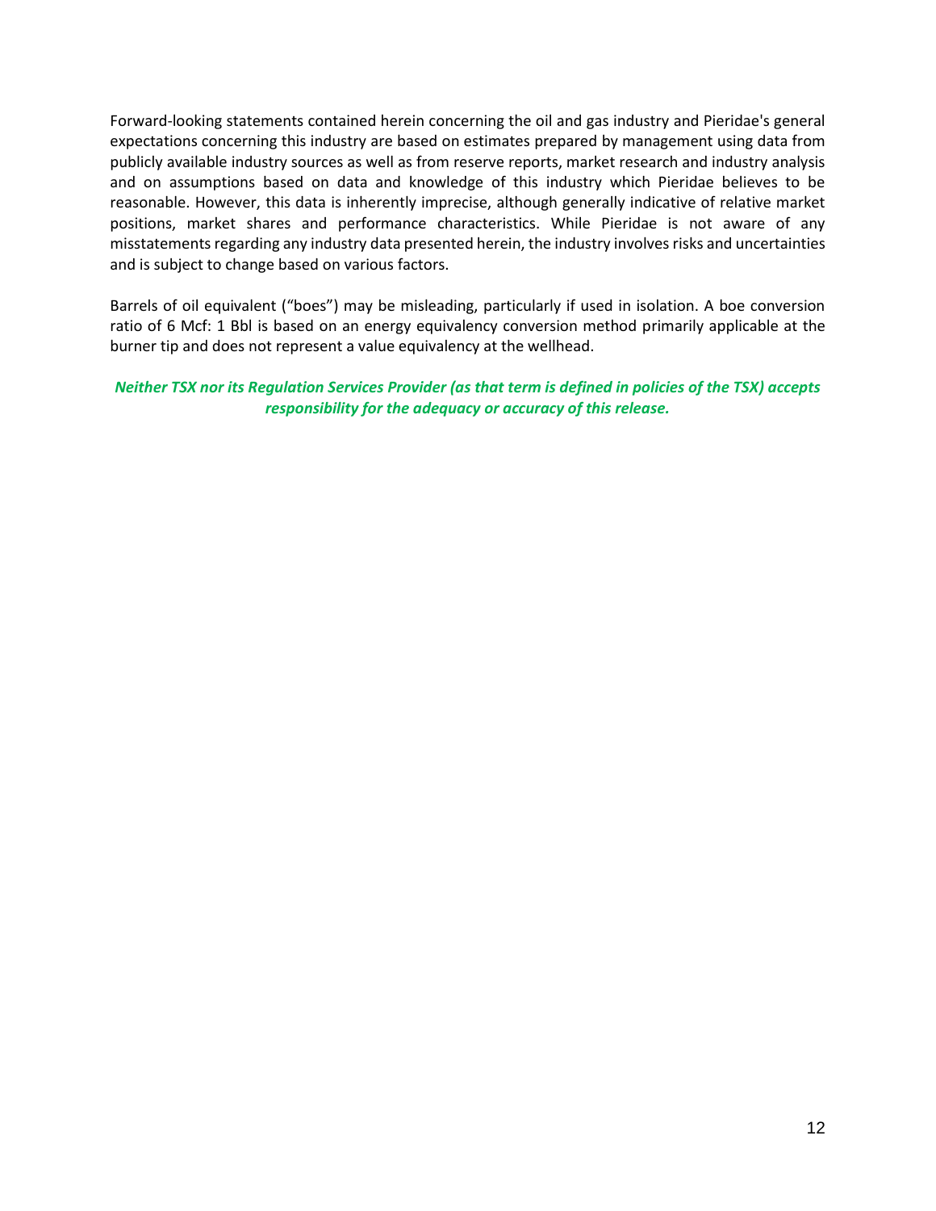Forward-looking statements contained herein concerning the oil and gas industry and Pieridae's general expectations concerning this industry are based on estimates prepared by management using data from publicly available industry sources as well as from reserve reports, market research and industry analysis and on assumptions based on data and knowledge of this industry which Pieridae believes to be reasonable. However, this data is inherently imprecise, although generally indicative of relative market positions, market shares and performance characteristics. While Pieridae is not aware of any misstatements regarding any industry data presented herein, the industry involves risks and uncertainties and is subject to change based on various factors.

Barrels of oil equivalent ("boes") may be misleading, particularly if used in isolation. A boe conversion ratio of 6 Mcf: 1 Bbl is based on an energy equivalency conversion method primarily applicable at the burner tip and does not represent a value equivalency at the wellhead.

***Neither TSX nor its Regulation Services Provider (as that term is defined in policies of the TSX) accepts responsibility for the adequacy or accuracy of this release.***